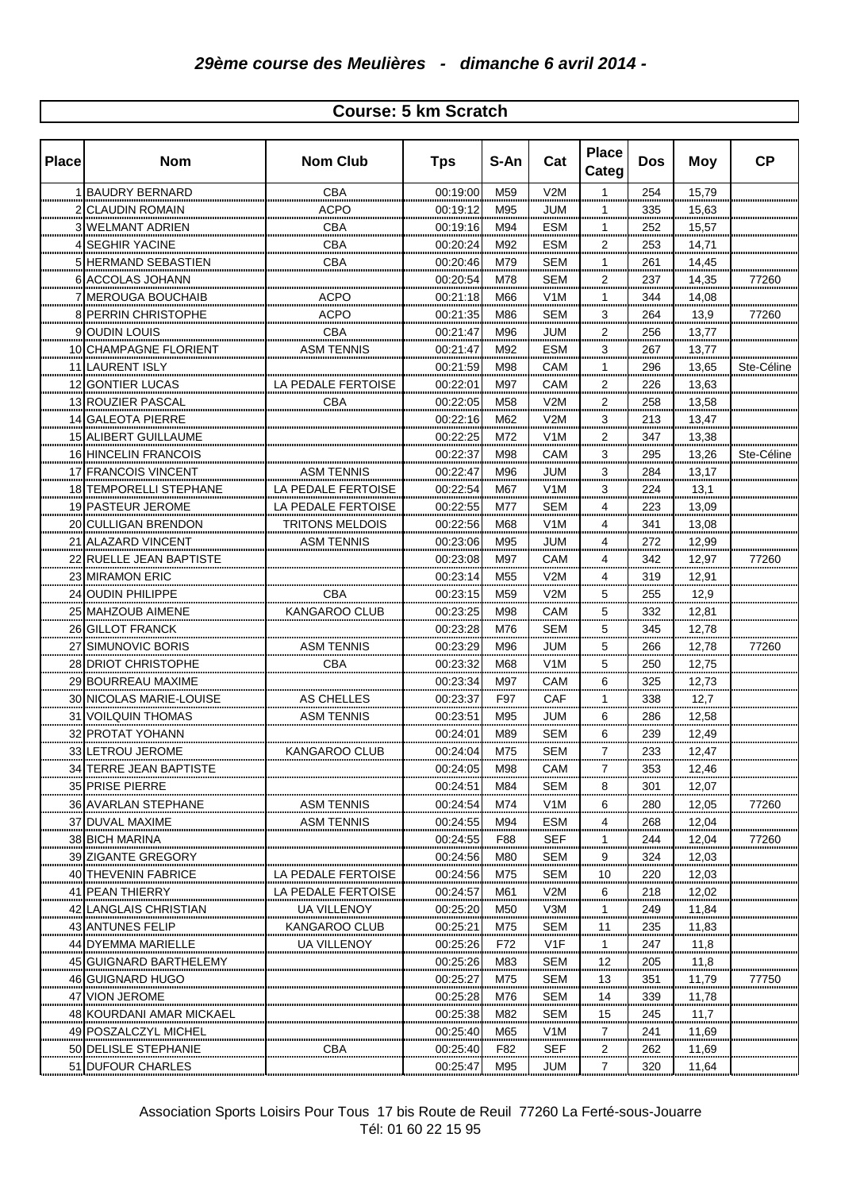## *29ème course des Meulières - dimanche 6 avril 2014 -*

### Course: 5 km Scratch

| Place | Nom | Nom Club | Tps | S-An | Cat | Place Categ | Dos | Moy | CP |
|---|---|---|---|---|---|---|---|---|---|
| 1 | BAUDRY BERNARD | CBA | 00:19:00 | M59 | V2M | 1 | 254 | 15,79 | |
| 2 | CLAUDIN ROMAIN | ACPO | 00:19:12 | M95 | JUM | 1 | 335 | 15,63 | |
| 3 | WELMANT ADRIEN | CBA | 00:19:16 | M94 | ESM | 1 | 252 | 15,57 | |
| 4 | SEGHIR YACINE | CBA | 00:20:24 | M92 | ESM | 2 | 253 | 14,71 | |
| 5 | HERMAND SEBASTIEN | CBA | 00:20:46 | M79 | SEM | 1 | 261 | 14,45 | |
| 6 | ACCOLAS JOHANN | | 00:20:54 | M78 | SEM | 2 | 237 | 14,35 | 77260 |
| 7 | MEROUGA BOUCHAIB | ACPO | 00:21:18 | M66 | V1M | 1 | 344 | 14,08 | |
| 8 | PERRIN CHRISTOPHE | ACPO | 00:21:35 | M86 | SEM | 3 | 264 | 13,9 | 77260 |
| 9 | OUDIN LOUIS | CBA | 00:21:47 | M96 | JUM | 2 | 256 | 13,77 | |
| 10 | CHAMPAGNE FLORIENT | ASM TENNIS | 00:21:47 | M92 | ESM | 3 | 267 | 13,77 | |
| 11 | LAURENT ISLY | | 00:21:59 | M98 | CAM | 1 | 296 | 13,65 | Ste-Céline |
| 12 | GONTIER LUCAS | LA PEDALE FERTOISE | 00:22:01 | M97 | CAM | 2 | 226 | 13,63 | |
| 13 | ROUZIER PASCAL | CBA | 00:22:05 | M58 | V2M | 2 | 258 | 13,58 | |
| 14 | GALEOTA PIERRE | | 00:22:16 | M62 | V2M | 3 | 213 | 13,47 | |
| 15 | ALIBERT GUILLAUME | | 00:22:25 | M72 | V1M | 2 | 347 | 13,38 | |
| 16 | HINCELIN FRANCOIS | | 00:22:37 | M98 | CAM | 3 | 295 | 13,26 | Ste-Céline |
| 17 | FRANCOIS VINCENT | ASM TENNIS | 00:22:47 | M96 | JUM | 3 | 284 | 13,17 | |
| 18 | TEMPORELLI STEPHANE | LA PEDALE FERTOISE | 00:22:54 | M67 | V1M | 3 | 224 | 13,1 | |
| 19 | PASTEUR JEROME | LA PEDALE FERTOISE | 00:22:55 | M77 | SEM | 4 | 223 | 13,09 | |
| 20 | CULLIGAN BRENDON | TRITONS MELDOIS | 00:22:56 | M68 | V1M | 4 | 341 | 13,08 | |
| 21 | ALAZARD VINCENT | ASM TENNIS | 00:23:06 | M95 | JUM | 4 | 272 | 12,99 | |
| 22 | RUELLE JEAN BAPTISTE | | 00:23:08 | M97 | CAM | 4 | 342 | 12,97 | 77260 |
| 23 | MIRAMON ERIC | | 00:23:14 | M55 | V2M | 4 | 319 | 12,91 | |
| 24 | OUDIN PHILIPPE | CBA | 00:23:15 | M59 | V2M | 5 | 255 | 12,9 | |
| 25 | MAHZOUB AIMENE | KANGAROO CLUB | 00:23:25 | M98 | CAM | 5 | 332 | 12,81 | |
| 26 | GILLOT FRANCK | | 00:23:28 | M76 | SEM | 5 | 345 | 12,78 | |
| 27 | SIMUNOVIC BORIS | ASM TENNIS | 00:23:29 | M96 | JUM | 5 | 266 | 12,78 | 77260 |
| 28 | DRIOT CHRISTOPHE | CBA | 00:23:32 | M68 | V1M | 5 | 250 | 12,75 | |
| 29 | BOURREAU MAXIME | | 00:23:34 | M97 | CAM | 6 | 325 | 12,73 | |
| 30 | NICOLAS MARIE-LOUISE | AS CHELLES | 00:23:37 | F97 | CAF | 1 | 338 | 12,7 | |
| 31 | VOILQUIN THOMAS | ASM TENNIS | 00:23:51 | M95 | JUM | 6 | 286 | 12,58 | |
| 32 | PROTAT YOHANN | | 00:24:01 | M89 | SEM | 6 | 239 | 12,49 | |
| 33 | LETROU JEROME | KANGAROO CLUB | 00:24:04 | M75 | SEM | 7 | 233 | 12,47 | |
| 34 | TERRE JEAN BAPTISTE | | 00:24:05 | M98 | CAM | 7 | 353 | 12,46 | |
| 35 | PRISE PIERRE | | 00:24:51 | M84 | SEM | 8 | 301 | 12,07 | |
| 36 | AVARLAN STEPHANE | ASM TENNIS | 00:24:54 | M74 | V1M | 6 | 280 | 12,05 | 77260 |
| 37 | DUVAL MAXIME | ASM TENNIS | 00:24:55 | M94 | ESM | 4 | 268 | 12,04 | |
| 38 | BICH MARINA | | 00:24:55 | F88 | SEF | 1 | 244 | 12,04 | 77260 |
| 39 | ZIGANTE GREGORY | | 00:24:56 | M80 | SEM | 9 | 324 | 12,03 | |
| 40 | THEVENIN FABRICE | LA PEDALE FERTOISE | 00:24:56 | M75 | SEM | 10 | 220 | 12,03 | |
| 41 | PEAN THIERRY | LA PEDALE FERTOISE | 00:24:57 | M61 | V2M | 6 | 218 | 12,02 | |
| 42 | LANGLAIS CHRISTIAN | UA VILLENOY | 00:25:20 | M50 | V3M | 1 | 249 | 11,84 | |
| 43 | ANTUNES FELIP | KANGAROO CLUB | 00:25:21 | M75 | SEM | 11 | 235 | 11,83 | |
| 44 | DYEMMA MARIELLE | UA VILLENOY | 00:25:26 | F72 | V1F | 1 | 247 | 11,8 | |
| 45 | GUIGNARD BARTHELEMY | | 00:25:26 | M83 | SEM | 12 | 205 | 11,8 | |
| 46 | GUIGNARD HUGO | | 00:25:27 | M75 | SEM | 13 | 351 | 11,79 | 77750 |
| 47 | VION JEROME | | 00:25:28 | M76 | SEM | 14 | 339 | 11,78 | |
| 48 | KOURDANI AMAR MICKAEL | | 00:25:38 | M82 | SEM | 15 | 245 | 11,7 | |
| 49 | POSZALCZYL MICHEL | | 00:25:40 | M65 | V1M | 7 | 241 | 11,69 | |
| 50 | DELISLE STEPHANIE | CBA | 00:25:40 | F82 | SEF | 2 | 262 | 11,69 | |
| 51 | DUFOUR CHARLES | | 00:25:47 | M95 | JUM | 7 | 320 | 11,64 | |

Association Sports Loisirs Pour Tous 17 bis Route de Reuil 77260 La Ferté-sous-Jouarre
Tél: 01 60 22 15 95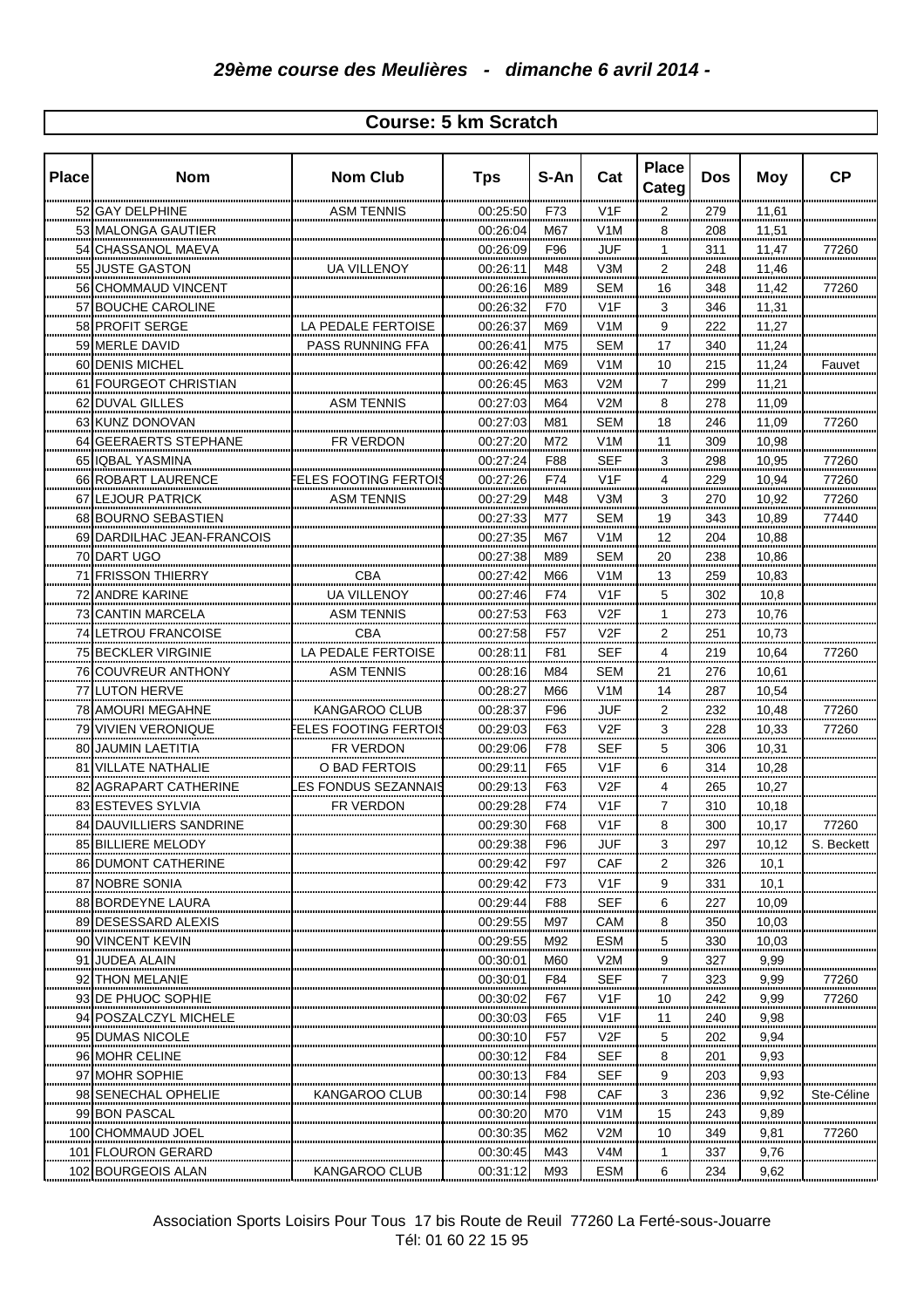## 29ème course des Meulières - dimanche 6 avril 2014 -

### Course: 5 km Scratch

| Place | Nom | Nom Club | Tps | S-An | Cat | Place Categ | Dos | Moy | CP |
|---|---|---|---|---|---|---|---|---|---|
| 52 | GAY DELPHINE | ASM TENNIS | 00:25:50 | F73 | V1F | 2 | 279 | 11,61 | |
| 53 | MALONGA GAUTIER | | 00:26:04 | M67 | V1M | 8 | 208 | 11,51 | |
| 54 | CHASSANOL MAEVA | | 00:26:09 | F96 | JUF | 1 | 311 | 11,47 | 77260 |
| 55 | JUSTE GASTON | UA VILLENOY | 00:26:11 | M48 | V3M | 2 | 248 | 11,46 | |
| 56 | CHOMMAUD VINCENT | | 00:26:16 | M89 | SEM | 16 | 348 | 11,42 | 77260 |
| 57 | BOUCHE CAROLINE | | 00:26:32 | F70 | V1F | 3 | 346 | 11,31 | |
| 58 | PROFIT SERGE | LA PEDALE FERTOISE | 00:26:37 | M69 | V1M | 9 | 222 | 11,27 | |
| 59 | MERLE DAVID | PASS RUNNING FFA | 00:26:41 | M75 | SEM | 17 | 340 | 11,24 | |
| 60 | DENIS MICHEL | | 00:26:42 | M69 | V1M | 10 | 215 | 11,24 | Fauvet |
| 61 | FOURGEOT CHRISTIAN | | 00:26:45 | M63 | V2M | 7 | 299 | 11,21 | |
| 62 | DUVAL GILLES | ASM TENNIS | 00:27:03 | M64 | V2M | 8 | 278 | 11,09 | |
| 63 | KUNZ DONOVAN | | 00:27:03 | M81 | SEM | 18 | 246 | 11,09 | 77260 |
| 64 | GEERAERTS STEPHANE | FR VERDON | 00:27:20 | M72 | V1M | 11 | 309 | 10,98 | |
| 65 | IQBAL YASMINA | | 00:27:24 | F88 | SEF | 3 | 298 | 10,95 | 77260 |
| 66 | ROBART LAURENCE | FELES FOOTING FERTOIS | 00:27:26 | F74 | V1F | 4 | 229 | 10,94 | 77260 |
| 67 | LEJOUR PATRICK | ASM TENNIS | 00:27:29 | M48 | V3M | 3 | 270 | 10,92 | 77260 |
| 68 | BOURNO SEBASTIEN | | 00:27:33 | M77 | SEM | 19 | 343 | 10,89 | 77440 |
| 69 | DARDILHAC JEAN-FRANCOIS | | 00:27:35 | M67 | V1M | 12 | 204 | 10,88 | |
| 70 | DART UGO | | 00:27:38 | M89 | SEM | 20 | 238 | 10,86 | |
| 71 | FRISSON THIERRY | CBA | 00:27:42 | M66 | V1M | 13 | 259 | 10,83 | |
| 72 | ANDRE KARINE | UA VILLENOY | 00:27:46 | F74 | V1F | 5 | 302 | 10,8 | |
| 73 | CANTIN MARCELA | ASM TENNIS | 00:27:53 | F63 | V2F | 1 | 273 | 10,76 | |
| 74 | LETROU FRANCOISE | CBA | 00:27:58 | F57 | V2F | 2 | 251 | 10,73 | |
| 75 | BECKLER VIRGINIE | LA PEDALE FERTOISE | 00:28:11 | F81 | SEF | 4 | 219 | 10,64 | 77260 |
| 76 | COUVREUR ANTHONY | ASM TENNIS | 00:28:16 | M84 | SEM | 21 | 276 | 10,61 | |
| 77 | LUTON HERVE | | 00:28:27 | M66 | V1M | 14 | 287 | 10,54 | |
| 78 | AMOURI MEGAHNE | KANGAROO CLUB | 00:28:37 | F96 | JUF | 2 | 232 | 10,48 | 77260 |
| 79 | VIVIEN VERONIQUE | FELES FOOTING FERTOIS | 00:29:03 | F63 | V2F | 3 | 228 | 10,33 | 77260 |
| 80 | JAUMIN LAETITIA | FR VERDON | 00:29:06 | F78 | SEF | 5 | 306 | 10,31 | |
| 81 | VILLATE NATHALIE | O BAD FERTOIS | 00:29:11 | F65 | V1F | 6 | 314 | 10,28 | |
| 82 | AGRAPART CATHERINE | LES FONDUS SEZANNAIS | 00:29:13 | F63 | V2F | 4 | 265 | 10,27 | |
| 83 | ESTEVES SYLVIA | FR VERDON | 00:29:28 | F74 | V1F | 7 | 310 | 10,18 | |
| 84 | DAUVILLIERS SANDRINE | | 00:29:30 | F68 | V1F | 8 | 300 | 10,17 | 77260 |
| 85 | BILLIERE MELODY | | 00:29:38 | F96 | JUF | 3 | 297 | 10,12 | S. Beckett |
| 86 | DUMONT CATHERINE | | 00:29:42 | F97 | CAF | 2 | 326 | 10,1 | |
| 87 | NOBRE SONIA | | 00:29:42 | F73 | V1F | 9 | 331 | 10,1 | |
| 88 | BORDEYNE LAURA | | 00:29:44 | F88 | SEF | 6 | 227 | 10,09 | |
| 89 | DESESSARD ALEXIS | | 00:29:55 | M97 | CAM | 8 | 350 | 10,03 | |
| 90 | VINCENT KEVIN | | 00:29:55 | M92 | ESM | 5 | 330 | 10,03 | |
| 91 | JUDEA ALAIN | | 00:30:01 | M60 | V2M | 9 | 327 | 9,99 | |
| 92 | THON MELANIE | | 00:30:01 | F84 | SEF | 7 | 323 | 9,99 | 77260 |
| 93 | DE PHUOC SOPHIE | | 00:30:02 | F67 | V1F | 10 | 242 | 9,99 | 77260 |
| 94 | POSZALCZYL MICHELE | | 00:30:03 | F65 | V1F | 11 | 240 | 9,98 | |
| 95 | DUMAS NICOLE | | 00:30:10 | F57 | V2F | 5 | 202 | 9,94 | |
| 96 | MOHR CELINE | | 00:30:12 | F84 | SEF | 8 | 201 | 9,93 | |
| 97 | MOHR SOPHIE | | 00:30:13 | F84 | SEF | 9 | 203 | 9,93 | |
| 98 | SENECHAL OPHELIE | KANGAROO CLUB | 00:30:14 | F98 | CAF | 3 | 236 | 9,92 | Ste-Céline |
| 99 | BON PASCAL | | 00:30:20 | M70 | V1M | 15 | 243 | 9,89 | |
| 100 | CHOMMAUD JOEL | | 00:30:35 | M62 | V2M | 10 | 349 | 9,81 | 77260 |
| 101 | FLOURON GERARD | | 00:30:45 | M43 | V4M | 1 | 337 | 9,76 | |
| 102 | BOURGEOIS ALAN | KANGAROO CLUB | 00:31:12 | M93 | ESM | 6 | 234 | 9,62 | |

Association Sports Loisirs Pour Tous 17 bis Route de Reuil 77260 La Ferté-sous-Jouarre
Tél: 01 60 22 15 95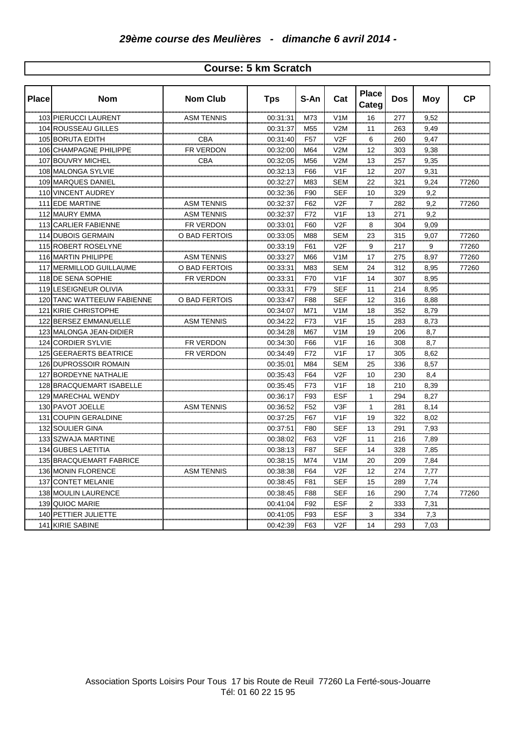## *29ème course des Meulières - dimanche 6 avril 2014 -*

### Course: 5 km Scratch

| Place | Nom | Nom Club | Tps | S-An | Cat | Place Categ | Dos | Moy | CP |
|---|---|---|---|---|---|---|---|---|---|
| 103 | PIERUCCI LAURENT | ASM TENNIS | 00:31:31 | M73 | V1M | 16 | 277 | 9,52 | |
| 104 | ROUSSEAU GILLES | | 00:31:37 | M55 | V2M | 11 | 263 | 9,49 | |
| 105 | BORUTA EDITH | CBA | 00:31:40 | F57 | V2F | 6 | 260 | 9,47 | |
| 106 | CHAMPAGNE PHILIPPE | FR VERDON | 00:32:00 | M64 | V2M | 12 | 303 | 9,38 | |
| 107 | BOUVRY MICHEL | CBA | 00:32:05 | M56 | V2M | 13 | 257 | 9,35 | |
| 108 | MALONGA SYLVIE | | 00:32:13 | F66 | V1F | 12 | 207 | 9,31 | |
| 109 | MARQUES DANIEL | | 00:32:27 | M83 | SEM | 22 | 321 | 9,24 | 77260 |
| 110 | VINCENT AUDREY | | 00:32:36 | F90 | SEF | 10 | 329 | 9,2 | |
| 111 | EDE MARTINE | ASM TENNIS | 00:32:37 | F62 | V2F | 7 | 282 | 9,2 | 77260 |
| 112 | MAURY EMMA | ASM TENNIS | 00:32:37 | F72 | V1F | 13 | 271 | 9,2 | |
| 113 | CARLIER FABIENNE | FR VERDON | 00:33:01 | F60 | V2F | 8 | 304 | 9,09 | |
| 114 | DUBOIS GERMAIN | O BAD FERTOIS | 00:33:05 | M88 | SEM | 23 | 315 | 9,07 | 77260 |
| 115 | ROBERT ROSELYNE | | 00:33:19 | F61 | V2F | 9 | 217 | 9 | 77260 |
| 116 | MARTIN PHILIPPE | ASM TENNIS | 00:33:27 | M66 | V1M | 17 | 275 | 8,97 | 77260 |
| 117 | MERMILLOD GUILLAUME | O BAD FERTOIS | 00:33:31 | M83 | SEM | 24 | 312 | 8,95 | 77260 |
| 118 | DE SENA SOPHIE | FR VERDON | 00:33:31 | F70 | V1F | 14 | 307 | 8,95 | |
| 119 | LESEIGNEUR OLIVIA | | 00:33:31 | F79 | SEF | 11 | 214 | 8,95 | |
| 120 | TANC WATTEEUW FABIENNE | O BAD FERTOIS | 00:33:47 | F88 | SEF | 12 | 316 | 8,88 | |
| 121 | KIRIE CHRISTOPHE | | 00:34:07 | M71 | V1M | 18 | 352 | 8,79 | |
| 122 | BERSEZ EMMANUELLE | ASM TENNIS | 00:34:22 | F73 | V1F | 15 | 283 | 8,73 | |
| 123 | MALONGA JEAN-DIDIER | | 00:34:28 | M67 | V1M | 19 | 206 | 8,7 | |
| 124 | CORDIER SYLVIE | FR VERDON | 00:34:30 | F66 | V1F | 16 | 308 | 8,7 | |
| 125 | GEERAERTS BEATRICE | FR VERDON | 00:34:49 | F72 | V1F | 17 | 305 | 8,62 | |
| 126 | DUPROSSOIR ROMAIN | | 00:35:01 | M84 | SEM | 25 | 336 | 8,57 | |
| 127 | BORDEYNE NATHALIE | | 00:35:43 | F64 | V2F | 10 | 230 | 8,4 | |
| 128 | BRACQUEMART ISABELLE | | 00:35:45 | F73 | V1F | 18 | 210 | 8,39 | |
| 129 | MARECHAL WENDY | | 00:36:17 | F93 | ESF | 1 | 294 | 8,27 | |
| 130 | PAVOT JOELLE | ASM TENNIS | 00:36:52 | F52 | V3F | 1 | 281 | 8,14 | |
| 131 | COUPIN GERALDINE | | 00:37:25 | F67 | V1F | 19 | 322 | 8,02 | |
| 132 | SOULIER GINA | | 00:37:51 | F80 | SEF | 13 | 291 | 7,93 | |
| 133 | SZWAJA MARTINE | | 00:38:02 | F63 | V2F | 11 | 216 | 7,89 | |
| 134 | GUBES LAETITIA | | 00:38:13 | F87 | SEF | 14 | 328 | 7,85 | |
| 135 | BRACQUEMART FABRICE | | 00:38:15 | M74 | V1M | 20 | 209 | 7,84 | |
| 136 | MONIN FLORENCE | ASM TENNIS | 00:38:38 | F64 | V2F | 12 | 274 | 7,77 | |
| 137 | CONTET MELANIE | | 00:38:45 | F81 | SEF | 15 | 289 | 7,74 | |
| 138 | MOULIN LAURENCE | | 00:38:45 | F88 | SEF | 16 | 290 | 7,74 | 77260 |
| 139 | QUIOC MARIE | | 00:41:04 | F92 | ESF | 2 | 333 | 7,31 | |
| 140 | PETTIER JULIETTE | | 00:41:05 | F93 | ESF | 3 | 334 | 7,3 | |
| 141 | KIRIE SABINE | | 00:42:39 | F63 | V2F | 14 | 293 | 7,03 | |

Association Sports Loisirs Pour Tous 17 bis Route de Reuil 77260 La Ferté-sous-Jouarre
Tél: 01 60 22 15 95